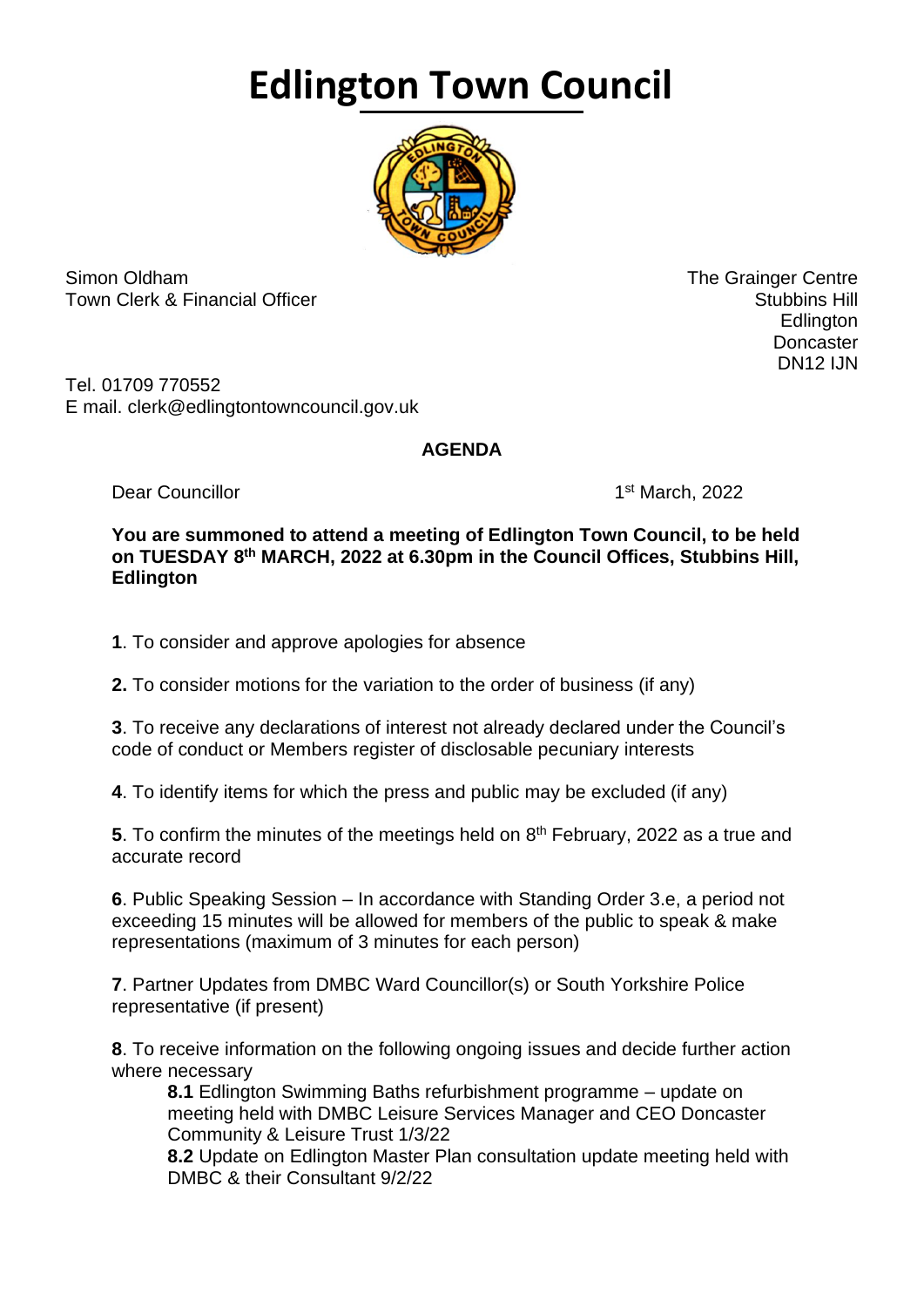# Edlington Town Council

Simon Oldham
Town Clerk & Financial Officer

The Grainger Centre
Stubbins Hill
Edlington
Doncaster
DN12 IJN

Tel. 01709 770552
E mail. clerk@edlingtontowncouncil.gov.uk

**AGENDA**

Dear Councillor

1st March, 2022

**You are summoned to attend a meeting of Edlington Town Council, to be held on TUESDAY 8th MARCH, 2022 at 6.30pm in the Council Offices, Stubbins Hill, Edlington**

**1**. To consider and approve apologies for absence

**2.** To consider motions for the variation to the order of business (if any)

**3**. To receive any declarations of interest not already declared under the Council's code of conduct or Members register of disclosable pecuniary interests

**4**. To identify items for which the press and public may be excluded (if any)

**5**. To confirm the minutes of the meetings held on 8th February, 2022 as a true and accurate record

**6**. Public Speaking Session – In accordance with Standing Order 3.e, a period not exceeding 15 minutes will be allowed for members of the public to speak & make representations (maximum of 3 minutes for each person)

**7**. Partner Updates from DMBC Ward Councillor(s) or South Yorkshire Police representative (if present)

**8**. To receive information on the following ongoing issues and decide further action where necessary

- **8.1** Edlington Swimming Baths refurbishment programme – update on meeting held with DMBC Leisure Services Manager and CEO Doncaster Community & Leisure Trust 1/3/22
- **8.2** Update on Edlington Master Plan consultation update meeting held with DMBC & their Consultant 9/2/22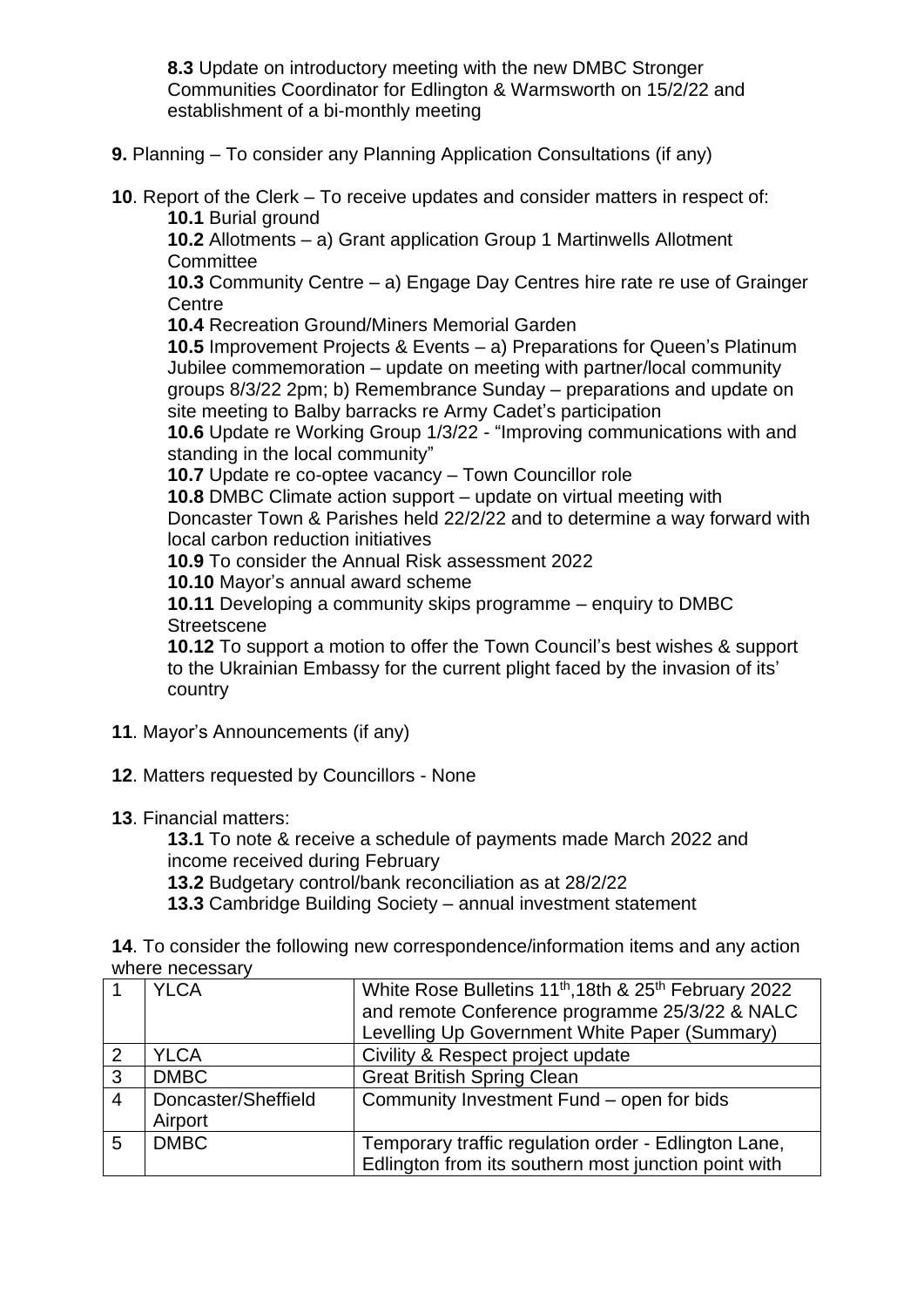**8.3** Update on introductory meeting with the new DMBC Stronger Communities Coordinator for Edlington & Warmsworth on 15/2/22 and establishment of a bi-monthly meeting

**9.** Planning – To consider any Planning Application Consultations (if any)

**10**. Report of the Clerk – To receive updates and consider matters in respect of:

**10.1** Burial ground

**10.2** Allotments – a) Grant application Group 1 Martinwells Allotment Committee

**10.3** Community Centre – a) Engage Day Centres hire rate re use of Grainger Centre

**10.4** Recreation Ground/Miners Memorial Garden

**10.5** Improvement Projects & Events – a) Preparations for Queen's Platinum Jubilee commemoration – update on meeting with partner/local community groups 8/3/22 2pm; b) Remembrance Sunday – preparations and update on site meeting to Balby barracks re Army Cadet's participation

**10.6** Update re Working Group 1/3/22 - "Improving communications with and standing in the local community"

**10.7** Update re co-optee vacancy – Town Councillor role

**10.8** DMBC Climate action support – update on virtual meeting with Doncaster Town & Parishes held 22/2/22 and to determine a way forward with local carbon reduction initiatives

**10.9** To consider the Annual Risk assessment 2022

**10.10** Mayor's annual award scheme

**10.11** Developing a community skips programme – enquiry to DMBC Streetscene

**10.12** To support a motion to offer the Town Council's best wishes & support to the Ukrainian Embassy for the current plight faced by the invasion of its' country

**11**. Mayor's Announcements (if any)

**12**. Matters requested by Councillors - None

**13**. Financial matters:

**13.1** To note & receive a schedule of payments made March 2022 and income received during February

**13.2** Budgetary control/bank reconciliation as at 28/2/22

**13.3** Cambridge Building Society – annual investment statement

**14**. To consider the following new correspondence/information items and any action where necessary

| | | |
|---|---|---|
| 1 | YLCA | White Rose Bulletins 11th, 18th & 25th February 2022 and remote Conference programme 25/3/22 & NALC Levelling Up Government White Paper (Summary) |
| 2 | YLCA | Civility & Respect project update |
| 3 | DMBC | Great British Spring Clean |
| 4 | Doncaster/Sheffield Airport | Community Investment Fund – open for bids |
| 5 | DMBC | Temporary traffic regulation order - Edlington Lane, Edlington from its southern most junction point with |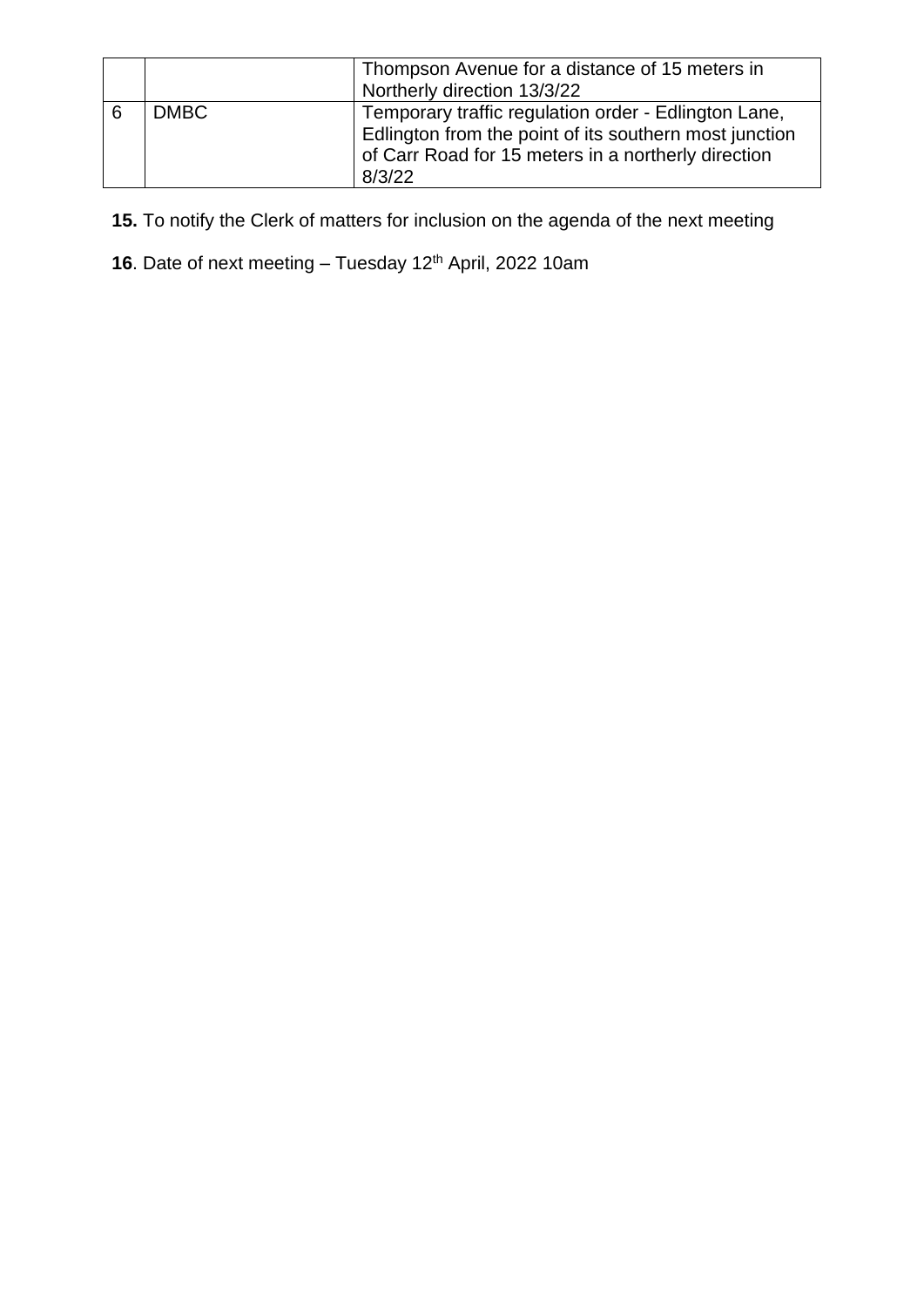| | | |
|---|---|---|
| | | Thompson Avenue for a distance of 15 meters in Northerly direction 13/3/22 |
| 6 | DMBC | Temporary traffic regulation order - Edlington Lane, Edlington from the point of its southern most junction of Carr Road for 15 meters in a northerly direction 8/3/22 |

**15.** To notify the Clerk of matters for inclusion on the agenda of the next meeting

**16**. Date of next meeting – Tuesday 12th April, 2022 10am